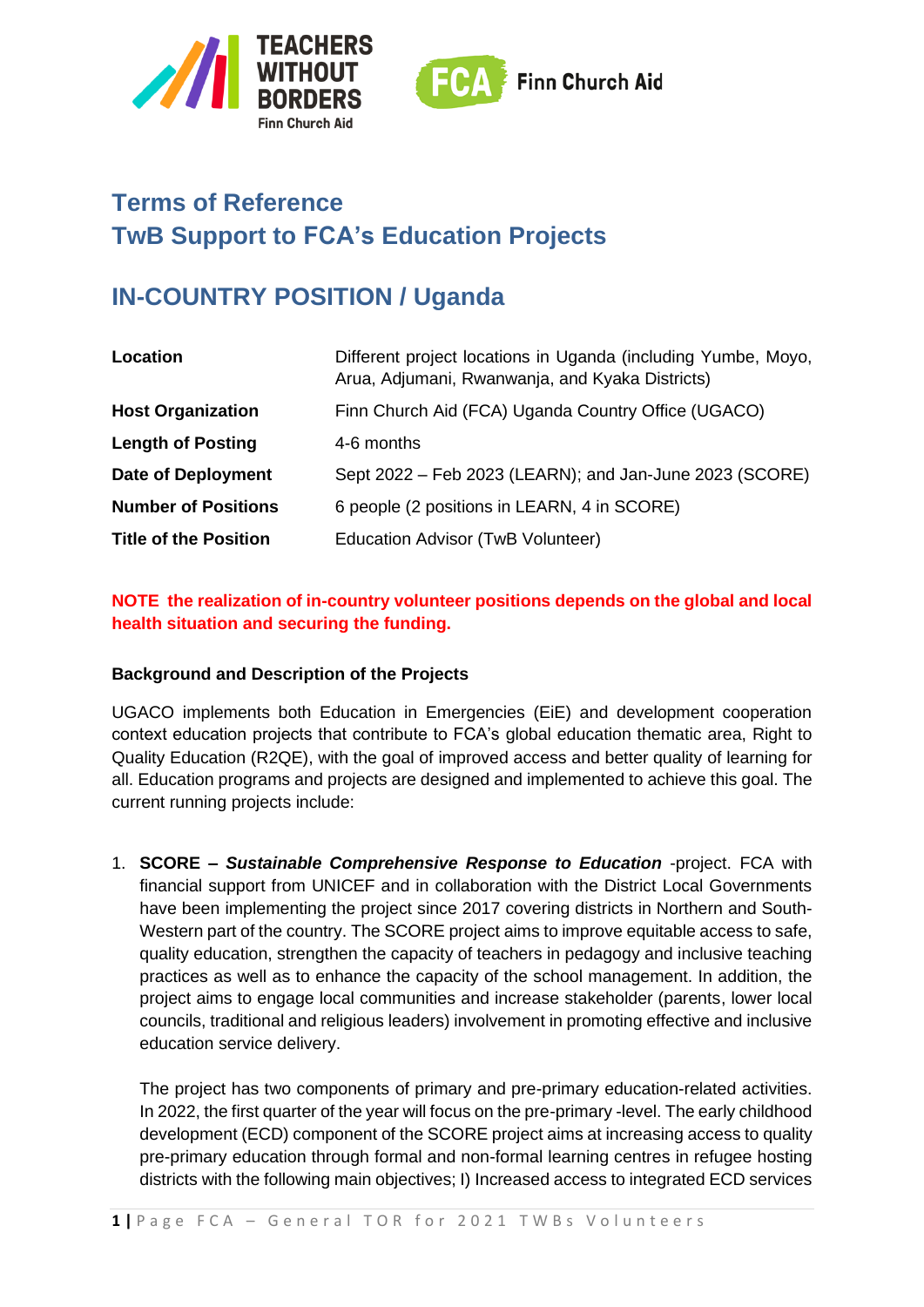# Terms of Reference
# TwB Support to FCA's Education Projects

## IN-COUNTRY POSITION / Uganda

| | |
|---|---|
| **Location** | Different project locations in Uganda (including Yumbe, Moyo, Arua, Adjumani, Rwanwanja, and Kyaka Districts) |
| **Host Organization** | Finn Church Aid (FCA) Uganda Country Office (UGACO) |
| **Length of Posting** | 4-6 months |
| **Date of Deployment** | Sept 2022 – Feb 2023 (LEARN); and Jan-June 2023 (SCORE) |
| **Number of Positions** | 6 people (2 positions in LEARN, 4 in SCORE) |
| **Title of the Position** | Education Advisor (TwB Volunteer) |

**NOTE the realization of in-country volunteer positions depends on the global and local health situation and securing the funding.**

### Background and Description of the Projects

UGACO implements both Education in Emergencies (EiE) and development cooperation context education projects that contribute to FCA's global education thematic area, Right to Quality Education (R2QE), with the goal of improved access and better quality of learning for all. Education programs and projects are designed and implemented to achieve this goal. The current running projects include:

1. **SCORE – *Sustainable Comprehensive Response to Education*** -project. FCA with financial support from UNICEF and in collaboration with the District Local Governments have been implementing the project since 2017 covering districts in Northern and South-Western part of the country. The SCORE project aims to improve equitable access to safe, quality education, strengthen the capacity of teachers in pedagogy and inclusive teaching practices as well as to enhance the capacity of the school management. In addition, the project aims to engage local communities and increase stakeholder (parents, lower local councils, traditional and religious leaders) involvement in promoting effective and inclusive education service delivery.

   The project has two components of primary and pre-primary education-related activities. In 2022, the first quarter of the year will focus on the pre-primary -level. The early childhood development (ECD) component of the SCORE project aims at increasing access to quality pre-primary education through formal and non-formal learning centres in refugee hosting districts with the following main objectives; I) Increased access to integrated ECD services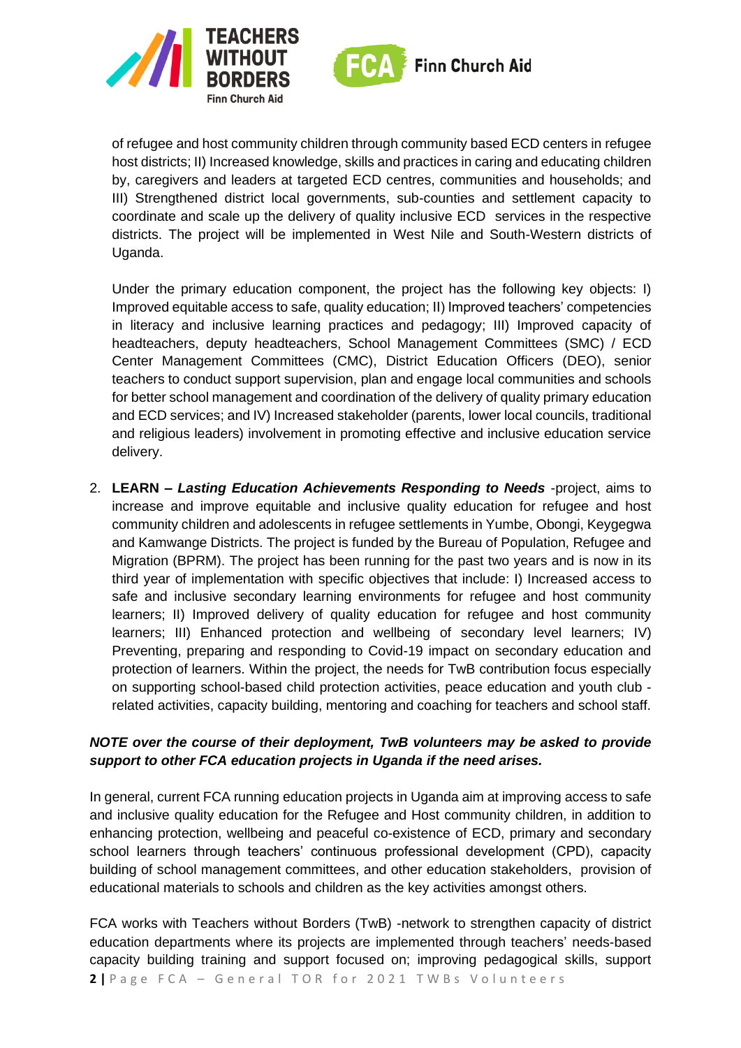of refugee and host community children through community based ECD centers in refugee host districts; II) Increased knowledge, skills and practices in caring and educating children by, caregivers and leaders at targeted ECD centres, communities and households; and III) Strengthened district local governments, sub-counties and settlement capacity to coordinate and scale up the delivery of quality inclusive ECD services in the respective districts. The project will be implemented in West Nile and South-Western districts of Uganda.

Under the primary education component, the project has the following key objects: I) Improved equitable access to safe, quality education; II) Improved teachers' competencies in literacy and inclusive learning practices and pedagogy; III) Improved capacity of headteachers, deputy headteachers, School Management Committees (SMC) / ECD Center Management Committees (CMC), District Education Officers (DEO), senior teachers to conduct support supervision, plan and engage local communities and schools for better school management and coordination of the delivery of quality primary education and ECD services; and IV) Increased stakeholder (parents, lower local councils, traditional and religious leaders) involvement in promoting effective and inclusive education service delivery.

2. **LEARN – *Lasting Education Achievements Responding to Needs*** -project, aims to increase and improve equitable and inclusive quality education for refugee and host community children and adolescents in refugee settlements in Yumbe, Obongi, Keygegwa and Kamwange Districts. The project is funded by the Bureau of Population, Refugee and Migration (BPRM). The project has been running for the past two years and is now in its third year of implementation with specific objectives that include: I) Increased access to safe and inclusive secondary learning environments for refugee and host community learners; II) Improved delivery of quality education for refugee and host community learners; III) Enhanced protection and wellbeing of secondary level learners; IV) Preventing, preparing and responding to Covid-19 impact on secondary education and protection of learners. Within the project, the needs for TwB contribution focus especially on supporting school-based child protection activities, peace education and youth club - related activities, capacity building, mentoring and coaching for teachers and school staff.

***NOTE over the course of their deployment, TwB volunteers may be asked to provide support to other FCA education projects in Uganda if the need arises.***

In general, current FCA running education projects in Uganda aim at improving access to safe and inclusive quality education for the Refugee and Host community children, in addition to enhancing protection, wellbeing and peaceful co-existence of ECD, primary and secondary school learners through teachers' continuous professional development (CPD), capacity building of school management committees, and other education stakeholders, provision of educational materials to schools and children as the key activities amongst others.

FCA works with Teachers without Borders (TwB) -network to strengthen capacity of district education departments where its projects are implemented through teachers' needs-based capacity building training and support focused on; improving pedagogical skills, support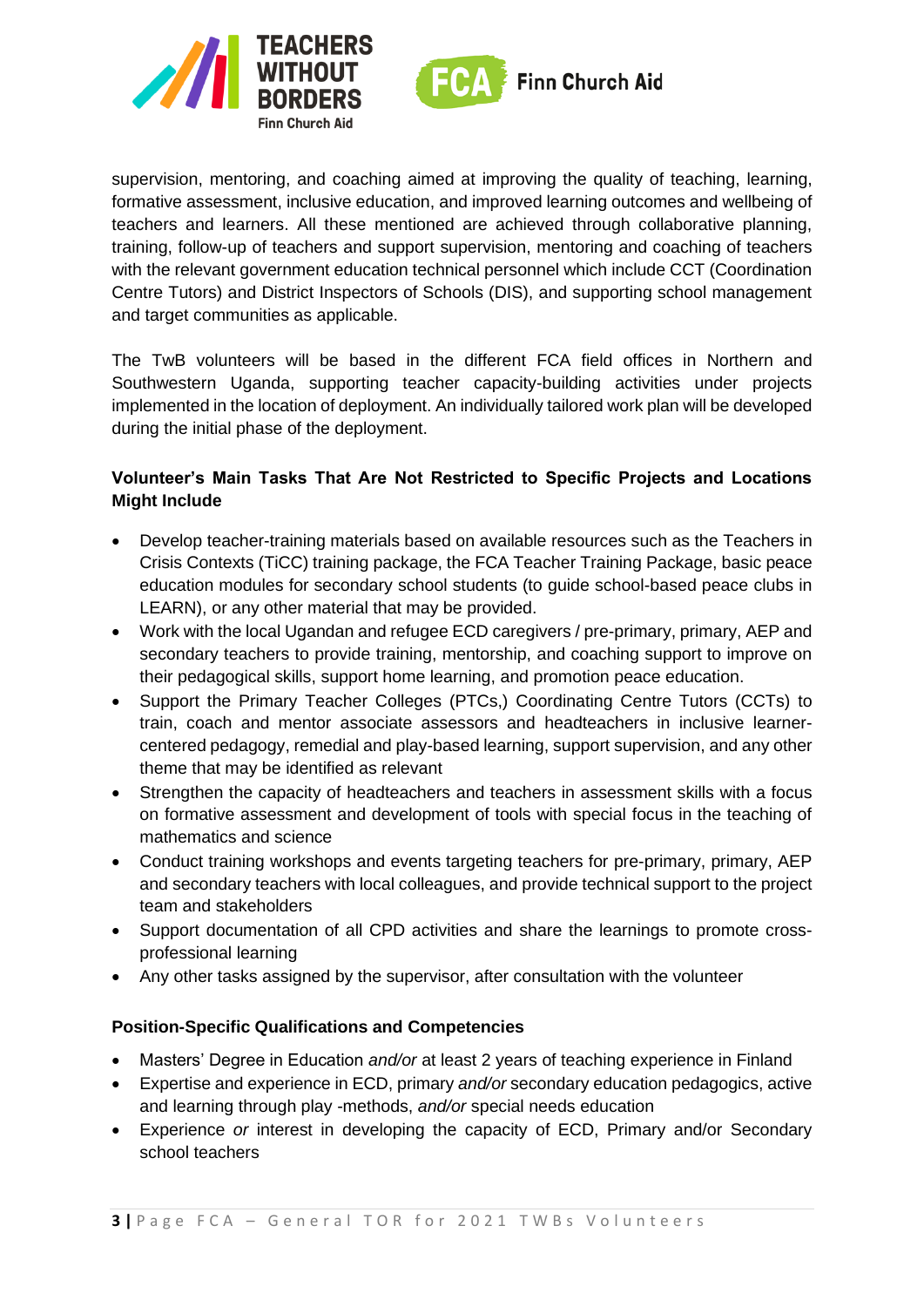supervision, mentoring, and coaching aimed at improving the quality of teaching, learning, formative assessment, inclusive education, and improved learning outcomes and wellbeing of teachers and learners. All these mentioned are achieved through collaborative planning, training, follow-up of teachers and support supervision, mentoring and coaching of teachers with the relevant government education technical personnel which include CCT (Coordination Centre Tutors) and District Inspectors of Schools (DIS), and supporting school management and target communities as applicable.

The TwB volunteers will be based in the different FCA field offices in Northern and Southwestern Uganda, supporting teacher capacity-building activities under projects implemented in the location of deployment. An individually tailored work plan will be developed during the initial phase of the deployment.

**Volunteer's Main Tasks That Are Not Restricted to Specific Projects and Locations Might Include**

- Develop teacher-training materials based on available resources such as the Teachers in Crisis Contexts (TiCC) training package, the FCA Teacher Training Package, basic peace education modules for secondary school students (to guide school-based peace clubs in LEARN), or any other material that may be provided.
- Work with the local Ugandan and refugee ECD caregivers / pre-primary, primary, AEP and secondary teachers to provide training, mentorship, and coaching support to improve on their pedagogical skills, support home learning, and promotion peace education.
- Support the Primary Teacher Colleges (PTCs,) Coordinating Centre Tutors (CCTs) to train, coach and mentor associate assessors and headteachers in inclusive learner-centered pedagogy, remedial and play-based learning, support supervision, and any other theme that may be identified as relevant
- Strengthen the capacity of headteachers and teachers in assessment skills with a focus on formative assessment and development of tools with special focus in the teaching of mathematics and science
- Conduct training workshops and events targeting teachers for pre-primary, primary, AEP and secondary teachers with local colleagues, and provide technical support to the project team and stakeholders
- Support documentation of all CPD activities and share the learnings to promote cross-professional learning
- Any other tasks assigned by the supervisor, after consultation with the volunteer

**Position-Specific Qualifications and Competencies**

- Masters' Degree in Education *and/or* at least 2 years of teaching experience in Finland
- Expertise and experience in ECD, primary *and/or* secondary education pedagogics, active and learning through play -methods, *and/or* special needs education
- Experience *or* interest in developing the capacity of ECD, Primary and/or Secondary school teachers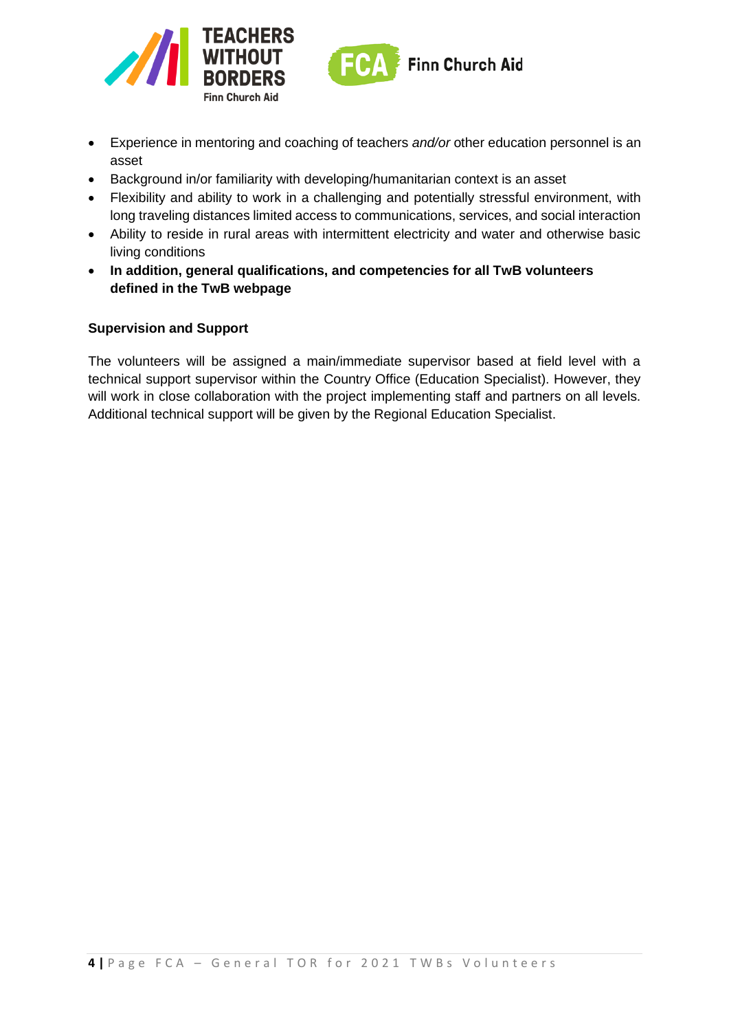- Experience in mentoring and coaching of teachers *and/or* other education personnel is an asset
- Background in/or familiarity with developing/humanitarian context is an asset
- Flexibility and ability to work in a challenging and potentially stressful environment, with long traveling distances limited access to communications, services, and social interaction
- Ability to reside in rural areas with intermittent electricity and water and otherwise basic living conditions
- **In addition, general qualifications, and competencies for all TwB volunteers defined in the TwB webpage**

**Supervision and Support**

The volunteers will be assigned a main/immediate supervisor based at field level with a technical support supervisor within the Country Office (Education Specialist). However, they will work in close collaboration with the project implementing staff and partners on all levels. Additional technical support will be given by the Regional Education Specialist.